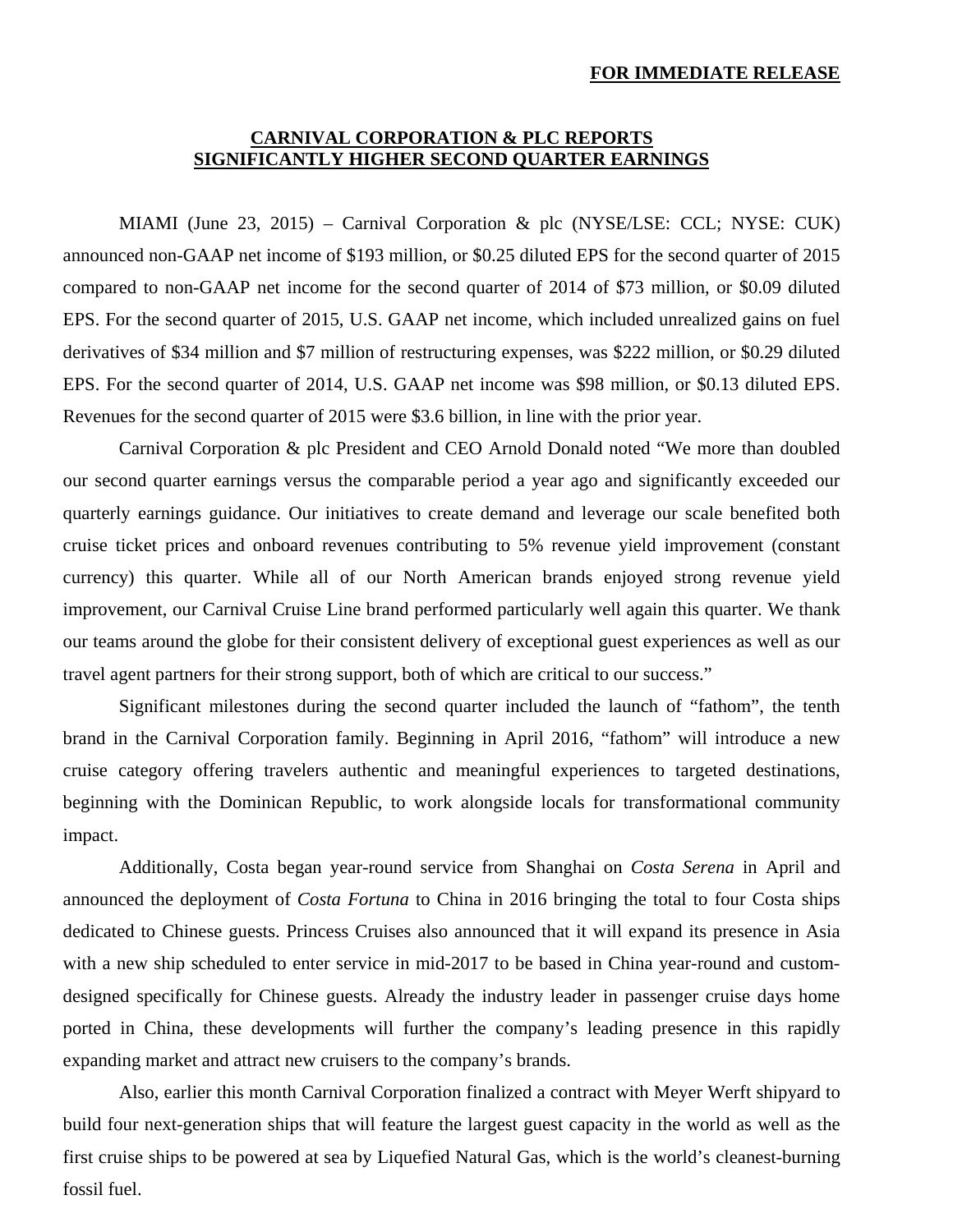**FOR IMMEDIATE RELEASE**

# CARNIVAL CORPORATION & PLC REPORTS SIGNIFICANTLY HIGHER SECOND QUARTER EARNINGS

MIAMI (June 23, 2015) – Carnival Corporation & plc (NYSE/LSE: CCL; NYSE: CUK) announced non-GAAP net income of $193 million, or $0.25 diluted EPS for the second quarter of 2015 compared to non-GAAP net income for the second quarter of 2014 of $73 million, or $0.09 diluted EPS. For the second quarter of 2015, U.S. GAAP net income, which included unrealized gains on fuel derivatives of $34 million and $7 million of restructuring expenses, was $222 million, or $0.29 diluted EPS. For the second quarter of 2014, U.S. GAAP net income was $98 million, or $0.13 diluted EPS. Revenues for the second quarter of 2015 were $3.6 billion, in line with the prior year.

Carnival Corporation & plc President and CEO Arnold Donald noted "We more than doubled our second quarter earnings versus the comparable period a year ago and significantly exceeded our quarterly earnings guidance. Our initiatives to create demand and leverage our scale benefited both cruise ticket prices and onboard revenues contributing to 5% revenue yield improvement (constant currency) this quarter. While all of our North American brands enjoyed strong revenue yield improvement, our Carnival Cruise Line brand performed particularly well again this quarter. We thank our teams around the globe for their consistent delivery of exceptional guest experiences as well as our travel agent partners for their strong support, both of which are critical to our success."

Significant milestones during the second quarter included the launch of "fathom", the tenth brand in the Carnival Corporation family. Beginning in April 2016, "fathom" will introduce a new cruise category offering travelers authentic and meaningful experiences to targeted destinations, beginning with the Dominican Republic, to work alongside locals for transformational community impact.

Additionally, Costa began year-round service from Shanghai on *Costa Serena* in April and announced the deployment of *Costa Fortuna* to China in 2016 bringing the total to four Costa ships dedicated to Chinese guests. Princess Cruises also announced that it will expand its presence in Asia with a new ship scheduled to enter service in mid-2017 to be based in China year-round and custom-designed specifically for Chinese guests. Already the industry leader in passenger cruise days home ported in China, these developments will further the company's leading presence in this rapidly expanding market and attract new cruisers to the company's brands.

Also, earlier this month Carnival Corporation finalized a contract with Meyer Werft shipyard to build four next-generation ships that will feature the largest guest capacity in the world as well as the first cruise ships to be powered at sea by Liquefied Natural Gas, which is the world's cleanest-burning fossil fuel.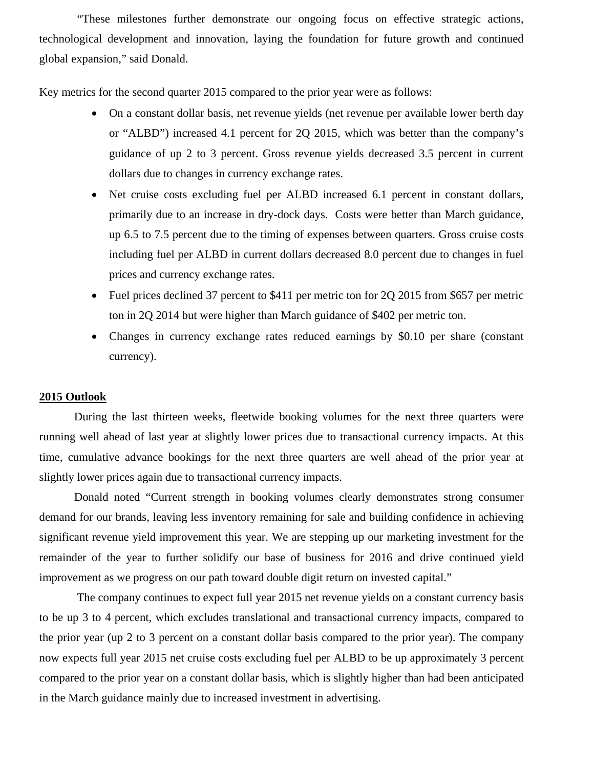"These milestones further demonstrate our ongoing focus on effective strategic actions, technological development and innovation, laying the foundation for future growth and continued global expansion," said Donald.

Key metrics for the second quarter 2015 compared to the prior year were as follows:

- On a constant dollar basis, net revenue yields (net revenue per available lower berth day or "ALBD") increased 4.1 percent for 2Q 2015, which was better than the company's guidance of up 2 to 3 percent. Gross revenue yields decreased 3.5 percent in current dollars due to changes in currency exchange rates.
- Net cruise costs excluding fuel per ALBD increased 6.1 percent in constant dollars, primarily due to an increase in dry-dock days. Costs were better than March guidance, up 6.5 to 7.5 percent due to the timing of expenses between quarters. Gross cruise costs including fuel per ALBD in current dollars decreased 8.0 percent due to changes in fuel prices and currency exchange rates.
- Fuel prices declined 37 percent to $411 per metric ton for 2Q 2015 from $657 per metric ton in 2Q 2014 but were higher than March guidance of $402 per metric ton.
- Changes in currency exchange rates reduced earnings by $0.10 per share (constant currency).

## 2015 Outlook

During the last thirteen weeks, fleetwide booking volumes for the next three quarters were running well ahead of last year at slightly lower prices due to transactional currency impacts. At this time, cumulative advance bookings for the next three quarters are well ahead of the prior year at slightly lower prices again due to transactional currency impacts.

Donald noted "Current strength in booking volumes clearly demonstrates strong consumer demand for our brands, leaving less inventory remaining for sale and building confidence in achieving significant revenue yield improvement this year. We are stepping up our marketing investment for the remainder of the year to further solidify our base of business for 2016 and drive continued yield improvement as we progress on our path toward double digit return on invested capital."

The company continues to expect full year 2015 net revenue yields on a constant currency basis to be up 3 to 4 percent, which excludes translational and transactional currency impacts, compared to the prior year (up 2 to 3 percent on a constant dollar basis compared to the prior year). The company now expects full year 2015 net cruise costs excluding fuel per ALBD to be up approximately 3 percent compared to the prior year on a constant dollar basis, which is slightly higher than had been anticipated in the March guidance mainly due to increased investment in advertising.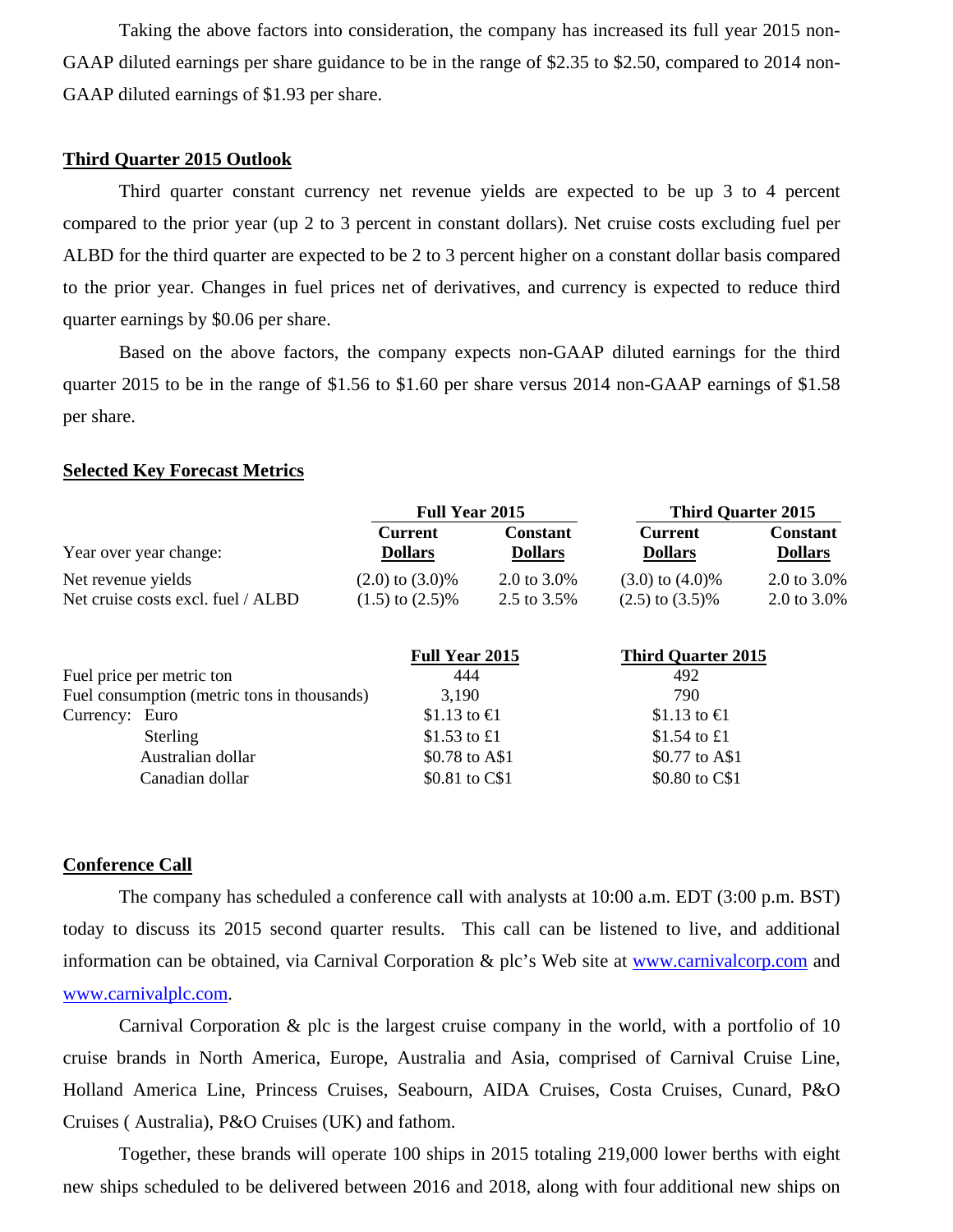Taking the above factors into consideration, the company has increased its full year 2015 non-GAAP diluted earnings per share guidance to be in the range of $2.35 to $2.50, compared to 2014 non-GAAP diluted earnings of $1.93 per share.

**Third Quarter 2015 Outlook**

Third quarter constant currency net revenue yields are expected to be up 3 to 4 percent compared to the prior year (up 2 to 3 percent in constant dollars). Net cruise costs excluding fuel per ALBD for the third quarter are expected to be 2 to 3 percent higher on a constant dollar basis compared to the prior year. Changes in fuel prices net of derivatives, and currency is expected to reduce third quarter earnings by $0.06 per share.

Based on the above factors, the company expects non-GAAP diluted earnings for the third quarter 2015 to be in the range of $1.56 to $1.60 per share versus 2014 non-GAAP earnings of $1.58 per share.

**Selected Key Forecast Metrics**

| | Full Year 2015 | | Third Quarter 2015 | |
|---|---|---|---|---|
| Year over year change: | Current Dollars | Constant Dollars | Current Dollars | Constant Dollars |
| Net revenue yields | (2.0) to (3.0)% | 2.0 to 3.0% | (3.0) to (4.0)% | 2.0 to 3.0% |
| Net cruise costs excl. fuel / ALBD | (1.5) to (2.5)% | 2.5 to 3.5% | (2.5) to (3.5)% | 2.0 to 3.0% |

| | Full Year 2015 | Third Quarter 2015 |
|---|---|---|
| Fuel price per metric ton | 444 | 492 |
| Fuel consumption (metric tons in thousands) | 3,190 | 790 |
| Currency: Euro | $1.13 to €1 | $1.13 to €1 |
| Sterling | $1.53 to £1 | $1.54 to £1 |
| Australian dollar | $0.78 to A$1 | $0.77 to A$1 |
| Canadian dollar | $0.81 to C$1 | $0.80 to C$1 |

**Conference Call**

The company has scheduled a conference call with analysts at 10:00 a.m. EDT (3:00 p.m. BST) today to discuss its 2015 second quarter results. This call can be listened to live, and additional information can be obtained, via Carnival Corporation & plc's Web site at www.carnivalcorp.com and www.carnivalplc.com.

Carnival Corporation & plc is the largest cruise company in the world, with a portfolio of 10 cruise brands in North America, Europe, Australia and Asia, comprised of Carnival Cruise Line, Holland America Line, Princess Cruises, Seabourn, AIDA Cruises, Costa Cruises, Cunard, P&O Cruises ( Australia), P&O Cruises (UK) and fathom.

Together, these brands will operate 100 ships in 2015 totaling 219,000 lower berths with eight new ships scheduled to be delivered between 2016 and 2018, along with four additional new ships on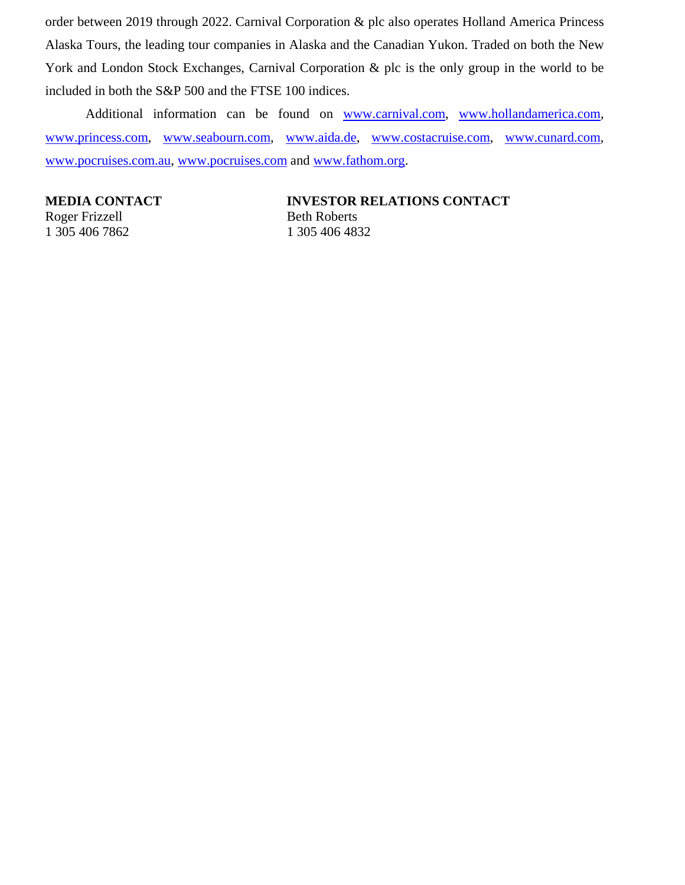order between 2019 through 2022. Carnival Corporation & plc also operates Holland America Princess Alaska Tours, the leading tour companies in Alaska and the Canadian Yukon. Traded on both the New York and London Stock Exchanges, Carnival Corporation & plc is the only group in the world to be included in both the S&P 500 and the FTSE 100 indices.

Additional information can be found on www.carnival.com, www.hollandamerica.com, www.princess.com, www.seabourn.com, www.aida.de, www.costacruise.com, www.cunard.com, www.pocruises.com.au, www.pocruises.com and www.fathom.org.

**MEDIA CONTACT**
Roger Frizzell
1 305 406 7862

**INVESTOR RELATIONS CONTACT**
Beth Roberts
1 305 406 4832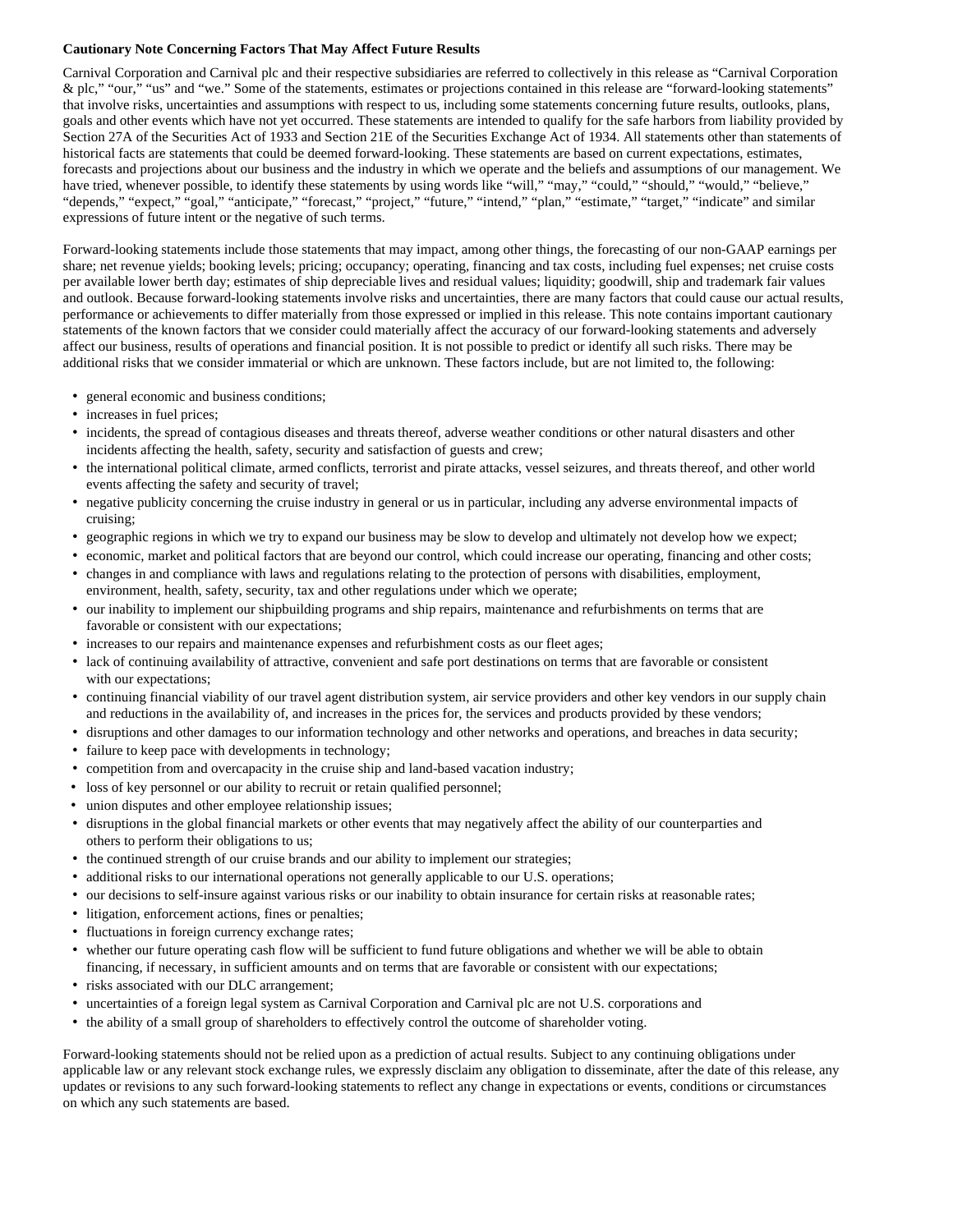**Cautionary Note Concerning Factors That May Affect Future Results**

Carnival Corporation and Carnival plc and their respective subsidiaries are referred to collectively in this release as "Carnival Corporation & plc," "our," "us" and "we." Some of the statements, estimates or projections contained in this release are "forward-looking statements" that involve risks, uncertainties and assumptions with respect to us, including some statements concerning future results, outlooks, plans, goals and other events which have not yet occurred. These statements are intended to qualify for the safe harbors from liability provided by Section 27A of the Securities Act of 1933 and Section 21E of the Securities Exchange Act of 1934. All statements other than statements of historical facts are statements that could be deemed forward-looking. These statements are based on current expectations, estimates, forecasts and projections about our business and the industry in which we operate and the beliefs and assumptions of our management. We have tried, whenever possible, to identify these statements by using words like "will," "may," "could," "should," "would," "believe," "depends," "expect," "goal," "anticipate," "forecast," "project," "future," "intend," "plan," "estimate," "target," "indicate" and similar expressions of future intent or the negative of such terms.

Forward-looking statements include those statements that may impact, among other things, the forecasting of our non-GAAP earnings per share; net revenue yields; booking levels; pricing; occupancy; operating, financing and tax costs, including fuel expenses; net cruise costs per available lower berth day; estimates of ship depreciable lives and residual values; liquidity; goodwill, ship and trademark fair values and outlook. Because forward-looking statements involve risks and uncertainties, there are many factors that could cause our actual results, performance or achievements to differ materially from those expressed or implied in this release. This note contains important cautionary statements of the known factors that we consider could materially affect the accuracy of our forward-looking statements and adversely affect our business, results of operations and financial position. It is not possible to predict or identify all such risks. There may be additional risks that we consider immaterial or which are unknown. These factors include, but are not limited to, the following:

- general economic and business conditions;
- increases in fuel prices;
- incidents, the spread of contagious diseases and threats thereof, adverse weather conditions or other natural disasters and other incidents affecting the health, safety, security and satisfaction of guests and crew;
- the international political climate, armed conflicts, terrorist and pirate attacks, vessel seizures, and threats thereof, and other world events affecting the safety and security of travel;
- negative publicity concerning the cruise industry in general or us in particular, including any adverse environmental impacts of cruising;
- geographic regions in which we try to expand our business may be slow to develop and ultimately not develop how we expect;
- economic, market and political factors that are beyond our control, which could increase our operating, financing and other costs;
- changes in and compliance with laws and regulations relating to the protection of persons with disabilities, employment, environment, health, safety, security, tax and other regulations under which we operate;
- our inability to implement our shipbuilding programs and ship repairs, maintenance and refurbishments on terms that are favorable or consistent with our expectations;
- increases to our repairs and maintenance expenses and refurbishment costs as our fleet ages;
- lack of continuing availability of attractive, convenient and safe port destinations on terms that are favorable or consistent with our expectations;
- continuing financial viability of our travel agent distribution system, air service providers and other key vendors in our supply chain and reductions in the availability of, and increases in the prices for, the services and products provided by these vendors;
- disruptions and other damages to our information technology and other networks and operations, and breaches in data security;
- failure to keep pace with developments in technology;
- competition from and overcapacity in the cruise ship and land-based vacation industry;
- loss of key personnel or our ability to recruit or retain qualified personnel;
- union disputes and other employee relationship issues;
- disruptions in the global financial markets or other events that may negatively affect the ability of our counterparties and others to perform their obligations to us;
- the continued strength of our cruise brands and our ability to implement our strategies;
- additional risks to our international operations not generally applicable to our U.S. operations;
- our decisions to self-insure against various risks or our inability to obtain insurance for certain risks at reasonable rates;
- litigation, enforcement actions, fines or penalties;
- fluctuations in foreign currency exchange rates;
- whether our future operating cash flow will be sufficient to fund future obligations and whether we will be able to obtain financing, if necessary, in sufficient amounts and on terms that are favorable or consistent with our expectations;
- risks associated with our DLC arrangement;
- uncertainties of a foreign legal system as Carnival Corporation and Carnival plc are not U.S. corporations and
- the ability of a small group of shareholders to effectively control the outcome of shareholder voting.

Forward-looking statements should not be relied upon as a prediction of actual results. Subject to any continuing obligations under applicable law or any relevant stock exchange rules, we expressly disclaim any obligation to disseminate, after the date of this release, any updates or revisions to any such forward-looking statements to reflect any change in expectations or events, conditions or circumstances on which any such statements are based.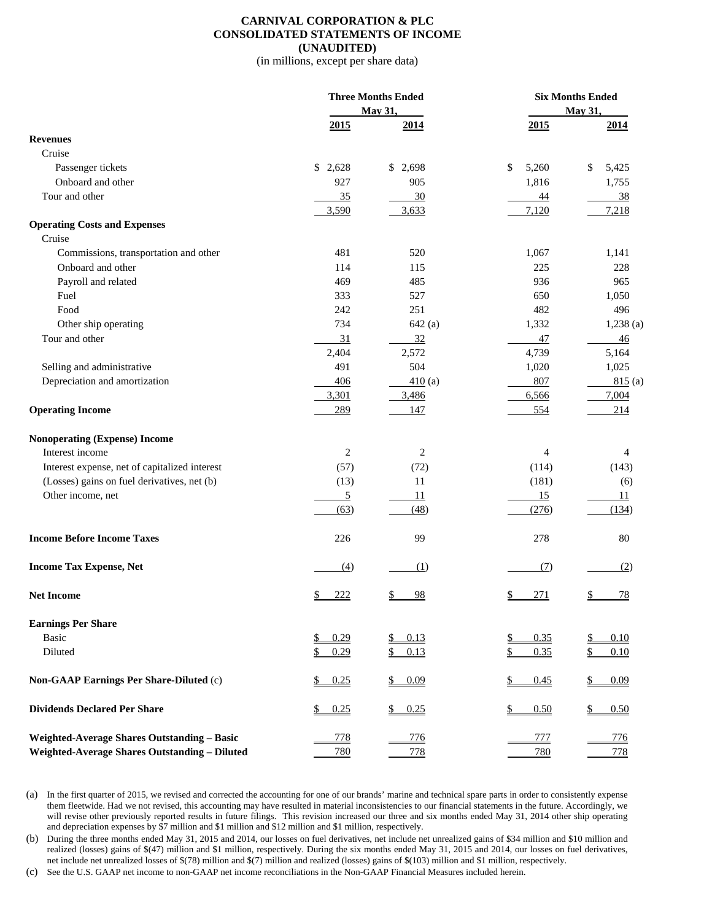# CARNIVAL CORPORATION & PLC
## CONSOLIDATED STATEMENTS OF INCOME
## (UNAUDITED)

(in millions, except per share data)

| | Three Months Ended May 31, | | Six Months Ended May 31, | |
|---|---|---|---|---|
| | 2015 | 2014 | 2015 | 2014 |
| **Revenues** | | | | |
| Cruise | | | | |
| Passenger tickets | $ 2,628 | $ 2,698 | $ 5,260 | $ 5,425 |
| Onboard and other | 927 | 905 | 1,816 | 1,755 |
| Tour and other | 35 | 30 | 44 | 38 |
| | 3,590 | 3,633 | 7,120 | 7,218 |
| **Operating Costs and Expenses** | | | | |
| Cruise | | | | |
| Commissions, transportation and other | 481 | 520 | 1,067 | 1,141 |
| Onboard and other | 114 | 115 | 225 | 228 |
| Payroll and related | 469 | 485 | 936 | 965 |
| Fuel | 333 | 527 | 650 | 1,050 |
| Food | 242 | 251 | 482 | 496 |
| Other ship operating | 734 | 642 (a) | 1,332 | 1,238 (a) |
| Tour and other | 31 | 32 | 47 | 46 |
| | 2,404 | 2,572 | 4,739 | 5,164 |
| Selling and administrative | 491 | 504 | 1,020 | 1,025 |
| Depreciation and amortization | 406 | 410 (a) | 807 | 815 (a) |
| | 3,301 | 3,486 | 6,566 | 7,004 |
| **Operating Income** | 289 | 147 | 554 | 214 |
| **Nonoperating (Expense) Income** | | | | |
| Interest income | 2 | 2 | 4 | 4 |
| Interest expense, net of capitalized interest | (57) | (72) | (114) | (143) |
| (Losses) gains on fuel derivatives, net (b) | (13) | 11 | (181) | (6) |
| Other income, net | 5 | 11 | 15 | 11 |
| | (63) | (48) | (276) | (134) |
| **Income Before Income Taxes** | 226 | 99 | 278 | 80 |
| **Income Tax Expense, Net** | (4) | (1) | (7) | (2) |
| **Net Income** | $ 222 | $ 98 | $ 271 | $ 78 |
| **Earnings Per Share** | | | | |
| Basic | $ 0.29 | $ 0.13 | $ 0.35 | $ 0.10 |
| Diluted | $ 0.29 | $ 0.13 | $ 0.35 | $ 0.10 |
| **Non-GAAP Earnings Per Share-Diluted** (c) | $ 0.25 | $ 0.09 | $ 0.45 | $ 0.09 |
| **Dividends Declared Per Share** | $ 0.25 | $ 0.25 | $ 0.50 | $ 0.50 |
| **Weighted-Average Shares Outstanding – Basic** | 778 | 776 | 777 | 776 |
| **Weighted-Average Shares Outstanding – Diluted** | 780 | 778 | 780 | 778 |

(a) In the first quarter of 2015, we revised and corrected the accounting for one of our brands' marine and technical spare parts in order to consistently expense them fleetwide. Had we not revised, this accounting may have resulted in material inconsistencies to our financial statements in the future. Accordingly, we will revise other previously reported results in future filings. This revision increased our three and six months ended May 31, 2014 other ship operating and depreciation expenses by $7 million and $1 million and $12 million and $1 million, respectively.

(b) During the three months ended May 31, 2015 and 2014, our losses on fuel derivatives, net include net unrealized gains of $34 million and $10 million and realized (losses) gains of $(47) million and $1 million, respectively. During the six months ended May 31, 2015 and 2014, our losses on fuel derivatives, net include net unrealized losses of $(78) million and $(7) million and realized (losses) gains of $(103) million and $1 million, respectively.

(c) See the U.S. GAAP net income to non-GAAP net income reconciliations in the Non-GAAP Financial Measures included herein.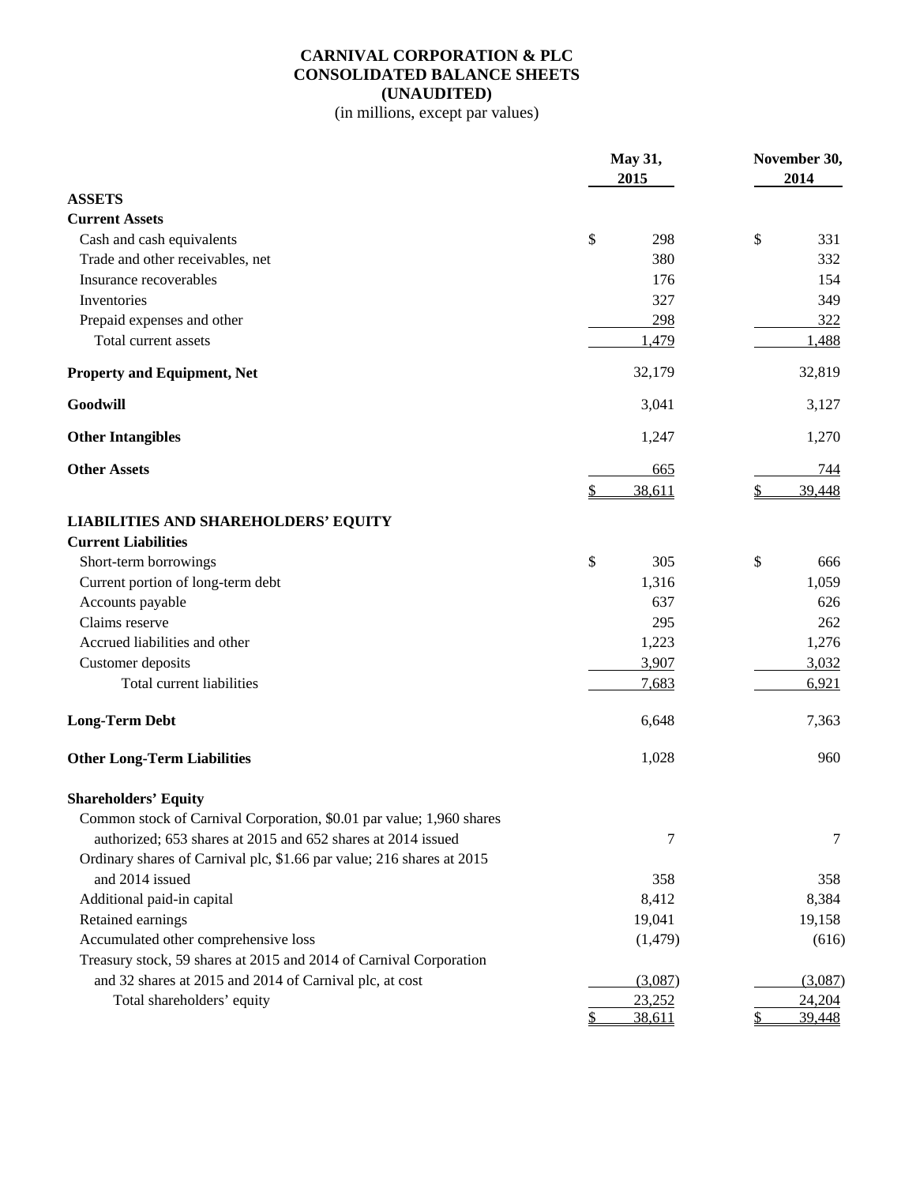# CARNIVAL CORPORATION & PLC
## CONSOLIDATED BALANCE SHEETS
### (UNAUDITED)
(in millions, except par values)

| | May 31, 2015 | November 30, 2014 |
|---|---|---|
| **ASSETS** | | |
| **Current Assets** | | |
| Cash and cash equivalents | $ 298 | $ 331 |
| Trade and other receivables, net | 380 | 332 |
| Insurance recoverables | 176 | 154 |
| Inventories | 327 | 349 |
| Prepaid expenses and other | 298 | 322 |
| Total current assets | 1,479 | 1,488 |
| **Property and Equipment, Net** | 32,179 | 32,819 |
| **Goodwill** | 3,041 | 3,127 |
| **Other Intangibles** | 1,247 | 1,270 |
| **Other Assets** | 665 | 744 |
| | $ 38,611 | $ 39,448 |
| **LIABILITIES AND SHAREHOLDERS' EQUITY** | | |
| **Current Liabilities** | | |
| Short-term borrowings | $ 305 | $ 666 |
| Current portion of long-term debt | 1,316 | 1,059 |
| Accounts payable | 637 | 626 |
| Claims reserve | 295 | 262 |
| Accrued liabilities and other | 1,223 | 1,276 |
| Customer deposits | 3,907 | 3,032 |
| Total current liabilities | 7,683 | 6,921 |
| **Long-Term Debt** | 6,648 | 7,363 |
| **Other Long-Term Liabilities** | 1,028 | 960 |
| **Shareholders' Equity** | | |
| Common stock of Carnival Corporation, $0.01 par value; 1,960 shares authorized; 653 shares at 2015 and 652 shares at 2014 issued | 7 | 7 |
| Ordinary shares of Carnival plc, $1.66 par value; 216 shares at 2015 and 2014 issued | 358 | 358 |
| Additional paid-in capital | 8,412 | 8,384 |
| Retained earnings | 19,041 | 19,158 |
| Accumulated other comprehensive loss | (1,479) | (616) |
| Treasury stock, 59 shares at 2015 and 2014 of Carnival Corporation and 32 shares at 2015 and 2014 of Carnival plc, at cost | (3,087) | (3,087) |
| Total shareholders' equity | 23,252 | 24,204 |
| | $ 38,611 | $ 39,448 |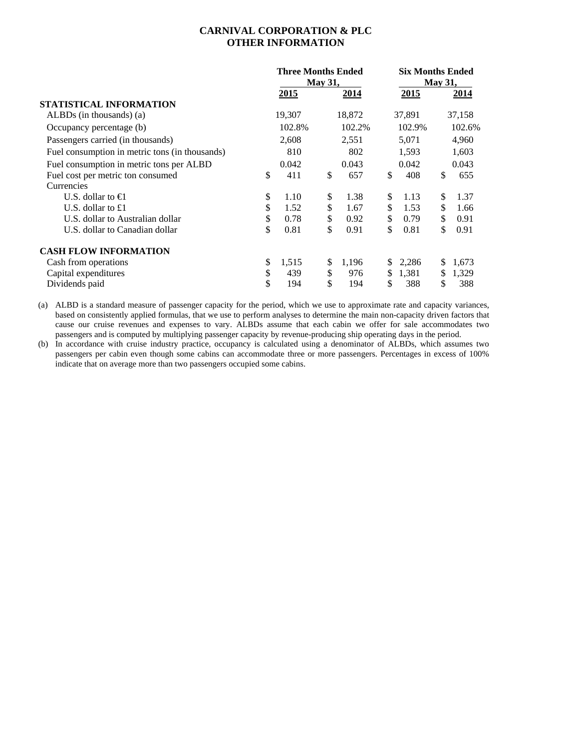# CARNIVAL CORPORATION & PLC
## OTHER INFORMATION

| | Three Months Ended May 31, | | Six Months Ended May 31, | |
|---|---|---|---|---|
| | 2015 | 2014 | 2015 | 2014 |
| **STATISTICAL INFORMATION** | | | | |
| ALBDs (in thousands) (a) | 19,307 | 18,872 | 37,891 | 37,158 |
| Occupancy percentage (b) | 102.8% | 102.2% | 102.9% | 102.6% |
| Passengers carried (in thousands) | 2,608 | 2,551 | 5,071 | 4,960 |
| Fuel consumption in metric tons (in thousands) | 810 | 802 | 1,593 | 1,603 |
| Fuel consumption in metric tons per ALBD | 0.042 | 0.043 | 0.042 | 0.043 |
| Fuel cost per metric ton consumed | $ 411 | $ 657 | $ 408 | $ 655 |
| Currencies | | | | |
| U.S. dollar to €1 | $ 1.10 | $ 1.38 | $ 1.13 | $ 1.37 |
| U.S. dollar to £1 | $ 1.52 | $ 1.67 | $ 1.53 | $ 1.66 |
| U.S. dollar to Australian dollar | $ 0.78 | $ 0.92 | $ 0.79 | $ 0.91 |
| U.S. dollar to Canadian dollar | $ 0.81 | $ 0.91 | $ 0.81 | $ 0.91 |
| **CASH FLOW INFORMATION** | | | | |
| Cash from operations | $ 1,515 | $ 1,196 | $ 2,286 | $ 1,673 |
| Capital expenditures | $ 439 | $ 976 | $ 1,381 | $ 1,329 |
| Dividends paid | $ 194 | $ 194 | $ 388 | $ 388 |

(a) ALBD is a standard measure of passenger capacity for the period, which we use to approximate rate and capacity variances, based on consistently applied formulas, that we use to perform analyses to determine the main non-capacity driven factors that cause our cruise revenues and expenses to vary. ALBDs assume that each cabin we offer for sale accommodates two passengers and is computed by multiplying passenger capacity by revenue-producing ship operating days in the period.

(b) In accordance with cruise industry practice, occupancy is calculated using a denominator of ALBDs, which assumes two passengers per cabin even though some cabins can accommodate three or more passengers. Percentages in excess of 100% indicate that on average more than two passengers occupied some cabins.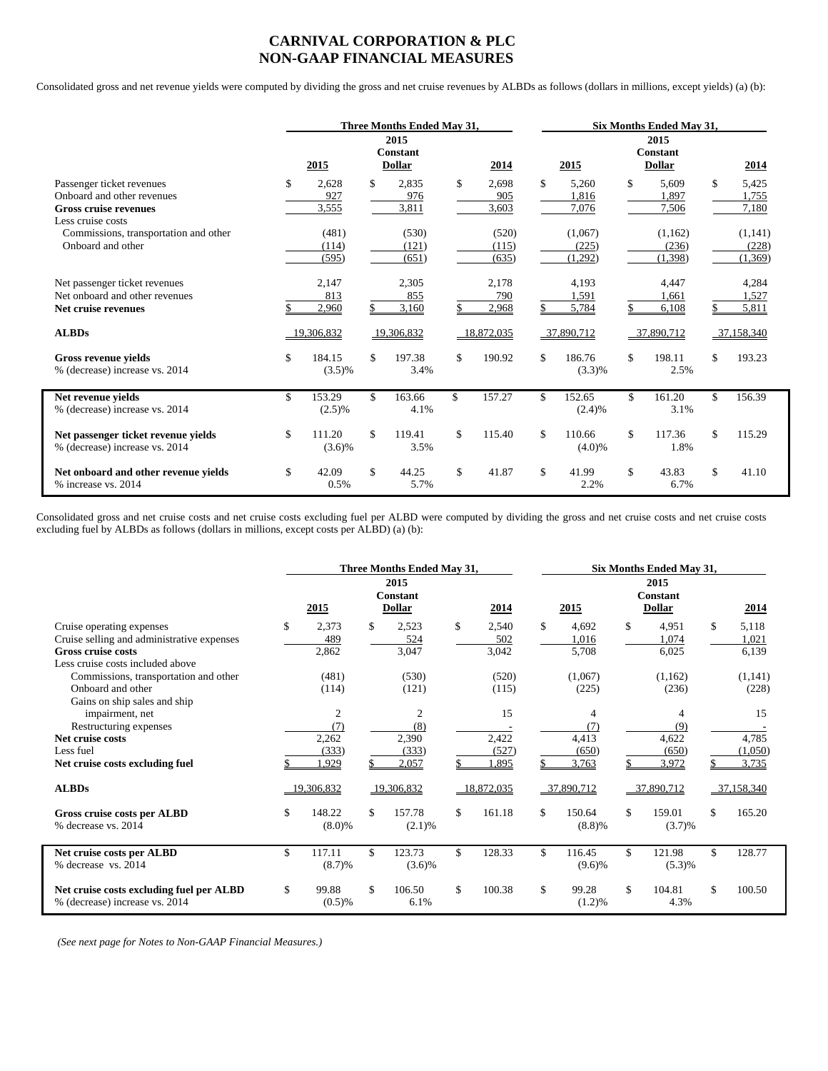# CARNIVAL CORPORATION & PLC
# NON-GAAP FINANCIAL MEASURES

Consolidated gross and net revenue yields were computed by dividing the gross and net cruise revenues by ALBDs as follows (dollars in millions, except yields) (a) (b):

| | Three Months Ended May 31, | | | Six Months Ended May 31, | | |
|---|---|---|---|---|---|---|
| | 2015 | 2015 Constant Dollar | 2014 | 2015 | 2015 Constant Dollar | 2014 |
| Passenger ticket revenues | $ 2,628 | $ 2,835 | $ 2,698 | $ 5,260 | $ 5,609 | $ 5,425 |
| Onboard and other revenues | 927 | 976 | 905 | 1,816 | 1,897 | 1,755 |
| **Gross cruise revenues** | 3,555 | 3,811 | 3,603 | 7,076 | 7,506 | 7,180 |
| Less cruise costs | | | | | | |
| Commissions, transportation and other | (481) | (530) | (520) | (1,067) | (1,162) | (1,141) |
| Onboard and other | (114) | (121) | (115) | (225) | (236) | (228) |
| | (595) | (651) | (635) | (1,292) | (1,398) | (1,369) |
| Net passenger ticket revenues | 2,147 | 2,305 | 2,178 | 4,193 | 4,447 | 4,284 |
| Net onboard and other revenues | 813 | 855 | 790 | 1,591 | 1,661 | 1,527 |
| **Net cruise revenues** | $ 2,960 | $ 3,160 | $ 2,968 | $ 5,784 | $ 6,108 | $ 5,811 |
| **ALBDs** | 19,306,832 | 19,306,832 | 18,872,035 | 37,890,712 | 37,890,712 | 37,158,340 |
| **Gross revenue yields** | $ 184.15 | $ 197.38 | $ 190.92 | $ 186.76 | $ 198.11 | $ 193.23 |
| % (decrease) increase vs. 2014 | (3.5)% | 3.4% | | (3.3)% | 2.5% | |
| **Net revenue yields** | $ 153.29 | $ 163.66 | $ 157.27 | $ 152.65 | $ 161.20 | $ 156.39 |
| % (decrease) increase vs. 2014 | (2.5)% | 4.1% | | (2.4)% | 3.1% | |
| **Net passenger ticket revenue yields** | $ 111.20 | $ 119.41 | $ 115.40 | $ 110.66 | $ 117.36 | $ 115.29 |
| % (decrease) increase vs. 2014 | (3.6)% | 3.5% | | (4.0)% | 1.8% | |
| **Net onboard and other revenue yields** | $ 42.09 | $ 44.25 | $ 41.87 | $ 41.99 | $ 43.83 | $ 41.10 |
| % increase vs. 2014 | 0.5% | 5.7% | | 2.2% | 6.7% | |

Consolidated gross and net cruise costs and net cruise costs excluding fuel per ALBD were computed by dividing the gross and net cruise costs and net cruise costs excluding fuel by ALBDs as follows (dollars in millions, except costs per ALBD) (a) (b):

| | Three Months Ended May 31, | | | Six Months Ended May 31, | | |
|---|---|---|---|---|---|---|
| | 2015 | 2015 Constant Dollar | 2014 | 2015 | 2015 Constant Dollar | 2014 |
| Cruise operating expenses | $ 2,373 | $ 2,523 | $ 2,540 | $ 4,692 | $ 4,951 | $ 5,118 |
| Cruise selling and administrative expenses | 489 | 524 | 502 | 1,016 | 1,074 | 1,021 |
| **Gross cruise costs** | 2,862 | 3,047 | 3,042 | 5,708 | 6,025 | 6,139 |
| Less cruise costs included above | | | | | | |
| Commissions, transportation and other | (481) | (530) | (520) | (1,067) | (1,162) | (1,141) |
| Onboard and other | (114) | (121) | (115) | (225) | (236) | (228) |
| Gains on ship sales and ship impairment, net | 2 | 2 | 15 | 4 | 4 | 15 |
| Restructuring expenses | (7) | (8) | - | (7) | (9) | - |
| **Net cruise costs** | 2,262 | 2,390 | 2,422 | 4,413 | 4,622 | 4,785 |
| Less fuel | (333) | (333) | (527) | (650) | (650) | (1,050) |
| **Net cruise costs excluding fuel** | $ 1,929 | $ 2,057 | $ 1,895 | $ 3,763 | $ 3,972 | $ 3,735 |
| **ALBDs** | 19,306,832 | 19,306,832 | 18,872,035 | 37,890,712 | 37,890,712 | 37,158,340 |
| **Gross cruise costs per ALBD** | $ 148.22 | $ 157.78 | $ 161.18 | $ 150.64 | $ 159.01 | $ 165.20 |
| % decrease vs. 2014 | (8.0)% | (2.1)% | | (8.8)% | (3.7)% | |
| **Net cruise costs per ALBD** | $ 117.11 | $ 123.73 | $ 128.33 | $ 116.45 | $ 121.98 | $ 128.77 |
| % decrease vs. 2014 | (8.7)% | (3.6)% | | (9.6)% | (5.3)% | |
| **Net cruise costs excluding fuel per ALBD** | $ 99.88 | $ 106.50 | $ 100.38 | $ 99.28 | $ 104.81 | $ 100.50 |
| % (decrease) increase vs. 2014 | (0.5)% | 6.1% | | (1.2)% | 4.3% | |

*(See next page for Notes to Non-GAAP Financial Measures.)*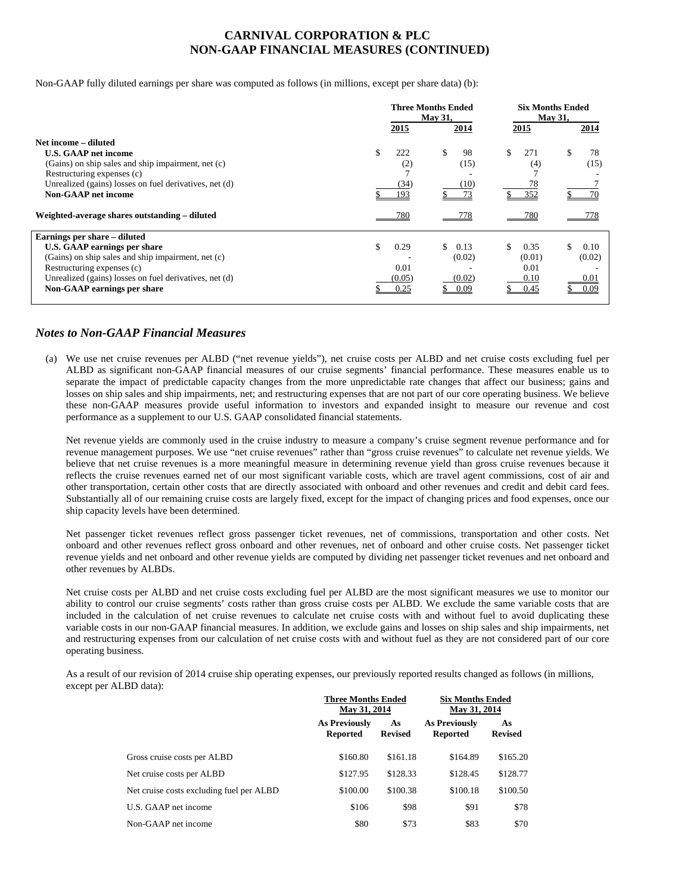# CARNIVAL CORPORATION & PLC
# NON-GAAP FINANCIAL MEASURES (CONTINUED)

Non-GAAP fully diluted earnings per share was computed as follows (in millions, except per share data) (b):

| | Three Months Ended May 31, | | Six Months Ended May 31, | |
|---|---|---|---|---|
| | 2015 | 2014 | 2015 | 2014 |
| **Net income – diluted** | | | | |
| **U.S. GAAP net income** | $ 222 | $ 98 | $ 271 | $ 78 |
| (Gains) on ship sales and ship impairment, net (c) | (2) | (15) | (4) | (15) |
| Restructuring expenses (c) | 7 | - | 7 | - |
| Unrealized (gains) losses on fuel derivatives, net (d) | (34) | (10) | 78 | 7 |
| **Non-GAAP net income** | $ 193 | $ 73 | $ 352 | $ 70 |
| **Weighted-average shares outstanding – diluted** | 780 | 778 | 780 | 778 |
| **Earnings per share – diluted** | | | | |
| **U.S. GAAP earnings per share** | $ 0.29 | $ 0.13 | $ 0.35 | $ 0.10 |
| (Gains) on ship sales and ship impairment, net (c) | - | (0.02) | (0.01) | (0.02) |
| Restructuring expenses (c) | 0.01 | - | 0.01 | - |
| Unrealized (gains) losses on fuel derivatives, net (d) | (0.05) | (0.02) | 0.10 | 0.01 |
| **Non-GAAP earnings per share** | $ 0.25 | $ 0.09 | $ 0.45 | $ 0.09 |

## *Notes to Non-GAAP Financial Measures*

(a) We use net cruise revenues per ALBD ("net revenue yields"), net cruise costs per ALBD and net cruise costs excluding fuel per ALBD as significant non-GAAP financial measures of our cruise segments' financial performance. These measures enable us to separate the impact of predictable capacity changes from the more unpredictable rate changes that affect our business; gains and losses on ship sales and ship impairments, net; and restructuring expenses that are not part of our core operating business. We believe these non-GAAP measures provide useful information to investors and expanded insight to measure our revenue and cost performance as a supplement to our U.S. GAAP consolidated financial statements.

Net revenue yields are commonly used in the cruise industry to measure a company's cruise segment revenue performance and for revenue management purposes. We use "net cruise revenues" rather than "gross cruise revenues" to calculate net revenue yields. We believe that net cruise revenues is a more meaningful measure in determining revenue yield than gross cruise revenues because it reflects the cruise revenues earned net of our most significant variable costs, which are travel agent commissions, cost of air and other transportation, certain other costs that are directly associated with onboard and other revenues and credit and debit card fees. Substantially all of our remaining cruise costs are largely fixed, except for the impact of changing prices and food expenses, once our ship capacity levels have been determined.

Net passenger ticket revenues reflect gross passenger ticket revenues, net of commissions, transportation and other costs. Net onboard and other revenues reflect gross onboard and other revenues, net of onboard and other cruise costs. Net passenger ticket revenue yields and net onboard and other revenue yields are computed by dividing net passenger ticket revenues and net onboard and other revenues by ALBDs.

Net cruise costs per ALBD and net cruise costs excluding fuel per ALBD are the most significant measures we use to monitor our ability to control our cruise segments' costs rather than gross cruise costs per ALBD. We exclude the same variable costs that are included in the calculation of net cruise revenues to calculate net cruise costs with and without fuel to avoid duplicating these variable costs in our non-GAAP financial measures. In addition, we exclude gains and losses on ship sales and ship impairments, net and restructuring expenses from our calculation of net cruise costs with and without fuel as they are not considered part of our core operating business.

As a result of our revision of 2014 cruise ship operating expenses, our previously reported results changed as follows (in millions, except per ALBD data):

| | Three Months Ended May 31, 2014 | | Six Months Ended May 31, 2014 | |
|---|---|---|---|---|
| | As Previously Reported | As Revised | As Previously Reported | As Revised |
| Gross cruise costs per ALBD | $160.80 | $161.18 | $164.89 | $165.20 |
| Net cruise costs per ALBD | $127.95 | $128.33 | $128.45 | $128.77 |
| Net cruise costs excluding fuel per ALBD | $100.00 | $100.38 | $100.18 | $100.50 |
| U.S. GAAP net income | $106 | $98 | $91 | $78 |
| Non-GAAP net income | $80 | $73 | $83 | $70 |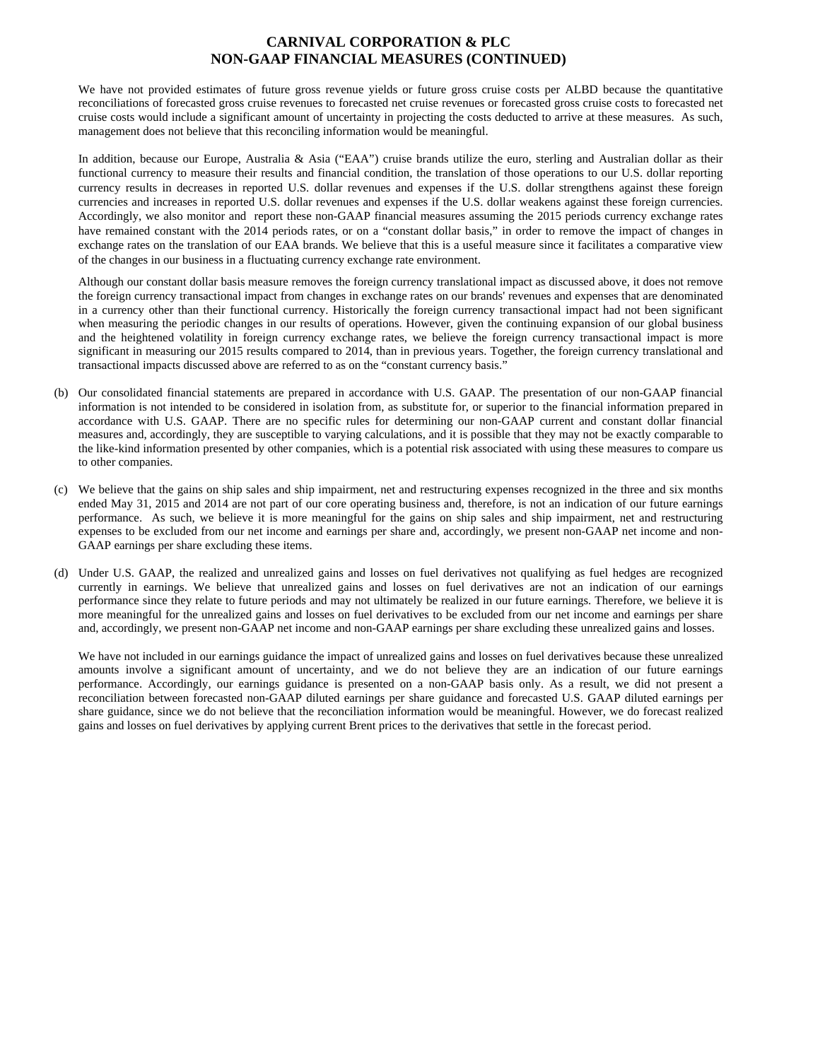# CARNIVAL CORPORATION & PLC
## NON-GAAP FINANCIAL MEASURES (CONTINUED)

We have not provided estimates of future gross revenue yields or future gross cruise costs per ALBD because the quantitative reconciliations of forecasted gross cruise revenues to forecasted net cruise revenues or forecasted gross cruise costs to forecasted net cruise costs would include a significant amount of uncertainty in projecting the costs deducted to arrive at these measures. As such, management does not believe that this reconciling information would be meaningful.

In addition, because our Europe, Australia & Asia ("EAA") cruise brands utilize the euro, sterling and Australian dollar as their functional currency to measure their results and financial condition, the translation of those operations to our U.S. dollar reporting currency results in decreases in reported U.S. dollar revenues and expenses if the U.S. dollar strengthens against these foreign currencies and increases in reported U.S. dollar revenues and expenses if the U.S. dollar weakens against these foreign currencies. Accordingly, we also monitor and report these non-GAAP financial measures assuming the 2015 periods currency exchange rates have remained constant with the 2014 periods rates, or on a "constant dollar basis," in order to remove the impact of changes in exchange rates on the translation of our EAA brands. We believe that this is a useful measure since it facilitates a comparative view of the changes in our business in a fluctuating currency exchange rate environment.

Although our constant dollar basis measure removes the foreign currency translational impact as discussed above, it does not remove the foreign currency transactional impact from changes in exchange rates on our brands' revenues and expenses that are denominated in a currency other than their functional currency. Historically the foreign currency transactional impact had not been significant when measuring the periodic changes in our results of operations. However, given the continuing expansion of our global business and the heightened volatility in foreign currency exchange rates, we believe the foreign currency transactional impact is more significant in measuring our 2015 results compared to 2014, than in previous years. Together, the foreign currency translational and transactional impacts discussed above are referred to as on the "constant currency basis."

(b) Our consolidated financial statements are prepared in accordance with U.S. GAAP. The presentation of our non-GAAP financial information is not intended to be considered in isolation from, as substitute for, or superior to the financial information prepared in accordance with U.S. GAAP. There are no specific rules for determining our non-GAAP current and constant dollar financial measures and, accordingly, they are susceptible to varying calculations, and it is possible that they may not be exactly comparable to the like-kind information presented by other companies, which is a potential risk associated with using these measures to compare us to other companies.

(c) We believe that the gains on ship sales and ship impairment, net and restructuring expenses recognized in the three and six months ended May 31, 2015 and 2014 are not part of our core operating business and, therefore, is not an indication of our future earnings performance. As such, we believe it is more meaningful for the gains on ship sales and ship impairment, net and restructuring expenses to be excluded from our net income and earnings per share and, accordingly, we present non-GAAP net income and non-GAAP earnings per share excluding these items.

(d) Under U.S. GAAP, the realized and unrealized gains and losses on fuel derivatives not qualifying as fuel hedges are recognized currently in earnings. We believe that unrealized gains and losses on fuel derivatives are not an indication of our earnings performance since they relate to future periods and may not ultimately be realized in our future earnings. Therefore, we believe it is more meaningful for the unrealized gains and losses on fuel derivatives to be excluded from our net income and earnings per share and, accordingly, we present non-GAAP net income and non-GAAP earnings per share excluding these unrealized gains and losses.

We have not included in our earnings guidance the impact of unrealized gains and losses on fuel derivatives because these unrealized amounts involve a significant amount of uncertainty, and we do not believe they are an indication of our future earnings performance. Accordingly, our earnings guidance is presented on a non-GAAP basis only. As a result, we did not present a reconciliation between forecasted non-GAAP diluted earnings per share guidance and forecasted U.S. GAAP diluted earnings per share guidance, since we do not believe that the reconciliation information would be meaningful. However, we do forecast realized gains and losses on fuel derivatives by applying current Brent prices to the derivatives that settle in the forecast period.